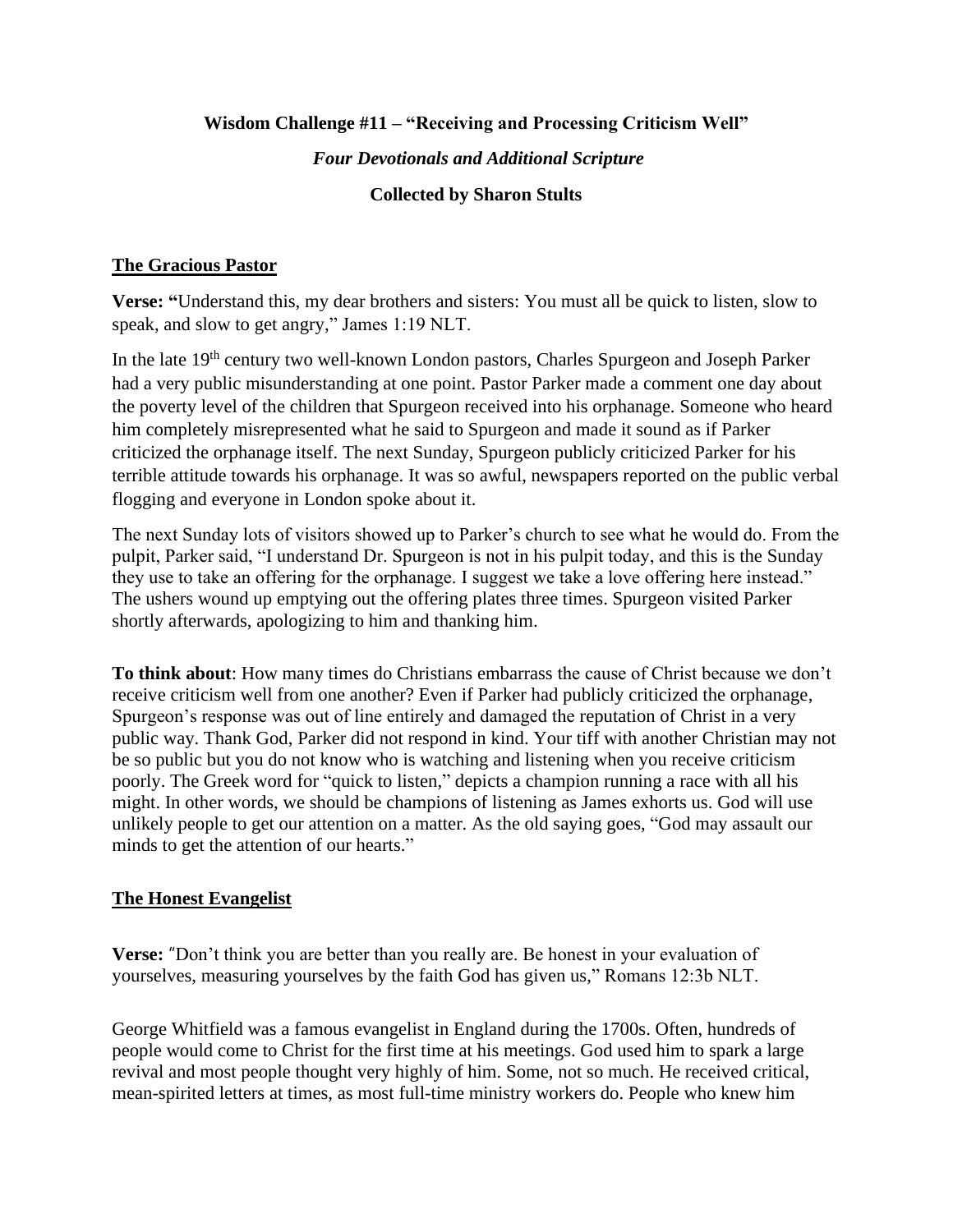**Wisdom Challenge #11 – "Receiving and Processing Criticism Well"**

***Four Devotionals and Additional Scripture***

**Collected by Sharon Stults**

## The Gracious Pastor

**Verse: "**Understand this, my dear brothers and sisters: You must all be quick to listen, slow to speak, and slow to get angry," James 1:19 NLT.

In the late 19th century two well-known London pastors, Charles Spurgeon and Joseph Parker had a very public misunderstanding at one point. Pastor Parker made a comment one day about the poverty level of the children that Spurgeon received into his orphanage. Someone who heard him completely misrepresented what he said to Spurgeon and made it sound as if Parker criticized the orphanage itself. The next Sunday, Spurgeon publicly criticized Parker for his terrible attitude towards his orphanage. It was so awful, newspapers reported on the public verbal flogging and everyone in London spoke about it.

The next Sunday lots of visitors showed up to Parker's church to see what he would do. From the pulpit, Parker said, "I understand Dr. Spurgeon is not in his pulpit today, and this is the Sunday they use to take an offering for the orphanage. I suggest we take a love offering here instead." The ushers wound up emptying out the offering plates three times. Spurgeon visited Parker shortly afterwards, apologizing to him and thanking him.

**To think about**: How many times do Christians embarrass the cause of Christ because we don't receive criticism well from one another? Even if Parker had publicly criticized the orphanage, Spurgeon's response was out of line entirely and damaged the reputation of Christ in a very public way. Thank God, Parker did not respond in kind. Your tiff with another Christian may not be so public but you do not know who is watching and listening when you receive criticism poorly. The Greek word for "quick to listen," depicts a champion running a race with all his might. In other words, we should be champions of listening as James exhorts us. God will use unlikely people to get our attention on a matter. As the old saying goes, "God may assault our minds to get the attention of our hearts."

## The Honest Evangelist

**Verse:** "Don't think you are better than you really are. Be honest in your evaluation of yourselves, measuring yourselves by the faith God has given us," Romans 12:3b NLT.

George Whitfield was a famous evangelist in England during the 1700s. Often, hundreds of people would come to Christ for the first time at his meetings. God used him to spark a large revival and most people thought very highly of him. Some, not so much. He received critical, mean-spirited letters at times, as most full-time ministry workers do. People who knew him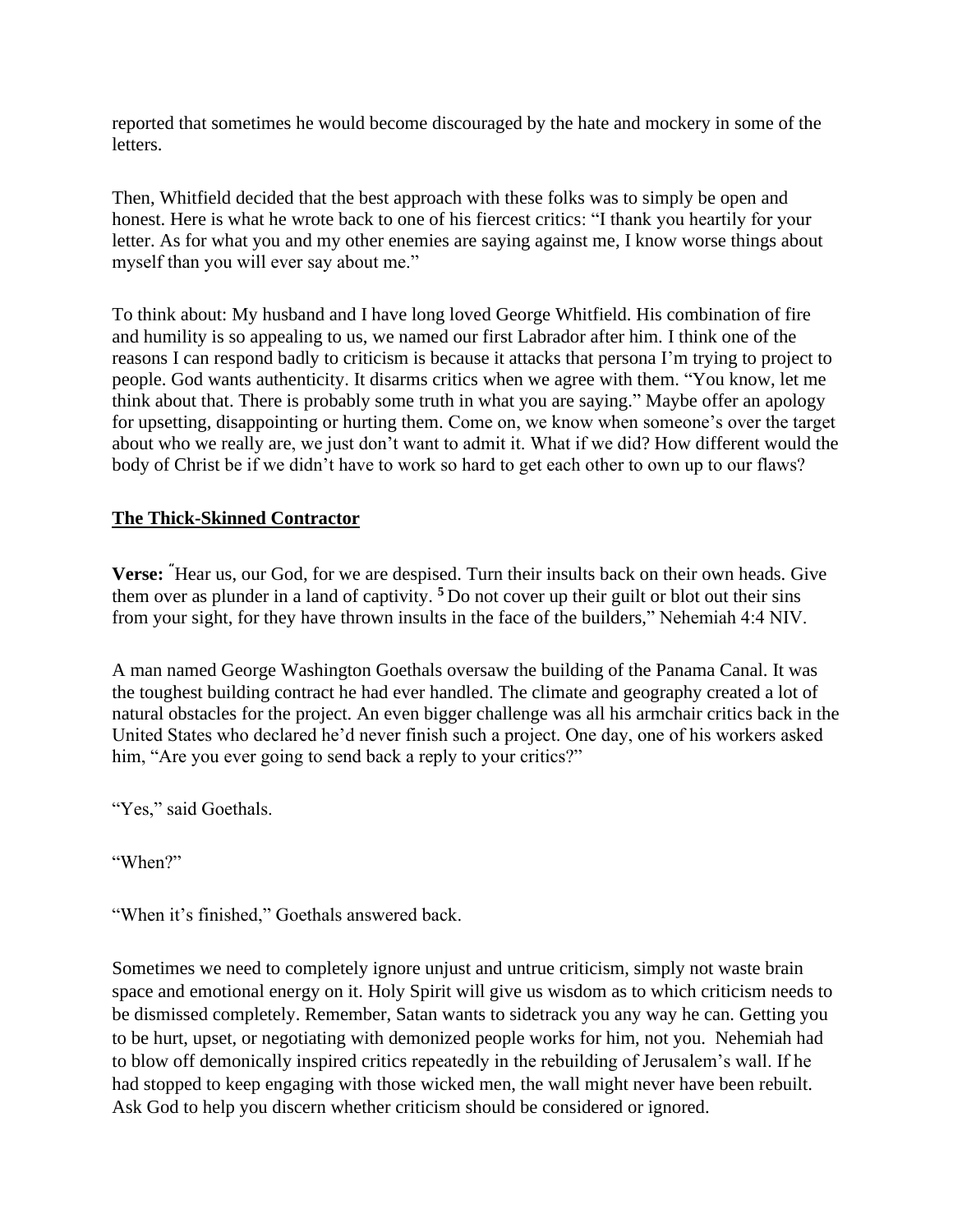reported that sometimes he would become discouraged by the hate and mockery in some of the letters.

Then, Whitfield decided that the best approach with these folks was to simply be open and honest. Here is what he wrote back to one of his fiercest critics: "I thank you heartily for your letter. As for what you and my other enemies are saying against me, I know worse things about myself than you will ever say about me."

To think about: My husband and I have long loved George Whitfield. His combination of fire and humility is so appealing to us, we named our first Labrador after him. I think one of the reasons I can respond badly to criticism is because it attacks that persona I'm trying to project to people. God wants authenticity. It disarms critics when we agree with them. "You know, let me think about that. There is probably some truth in what you are saying." Maybe offer an apology for upsetting, disappointing or hurting them. Come on, we know when someone's over the target about who we really are, we just don't want to admit it. What if we did? How different would the body of Christ be if we didn't have to work so hard to get each other to own up to our flaws?

**The Thick-Skinned Contractor**

**Verse:** "Hear us, our God, for we are despised. Turn their insults back on their own heads. Give them over as plunder in a land of captivity. **5** Do not cover up their guilt or blot out their sins from your sight, for they have thrown insults in the face of the builders," Nehemiah 4:4 NIV.

A man named George Washington Goethals oversaw the building of the Panama Canal. It was the toughest building contract he had ever handled. The climate and geography created a lot of natural obstacles for the project. An even bigger challenge was all his armchair critics back in the United States who declared he'd never finish such a project. One day, one of his workers asked him, "Are you ever going to send back a reply to your critics?"

"Yes," said Goethals.

"When?"

"When it's finished," Goethals answered back.

Sometimes we need to completely ignore unjust and untrue criticism, simply not waste brain space and emotional energy on it. Holy Spirit will give us wisdom as to which criticism needs to be dismissed completely. Remember, Satan wants to sidetrack you any way he can. Getting you to be hurt, upset, or negotiating with demonized people works for him, not you. Nehemiah had to blow off demonically inspired critics repeatedly in the rebuilding of Jerusalem's wall. If he had stopped to keep engaging with those wicked men, the wall might never have been rebuilt. Ask God to help you discern whether criticism should be considered or ignored.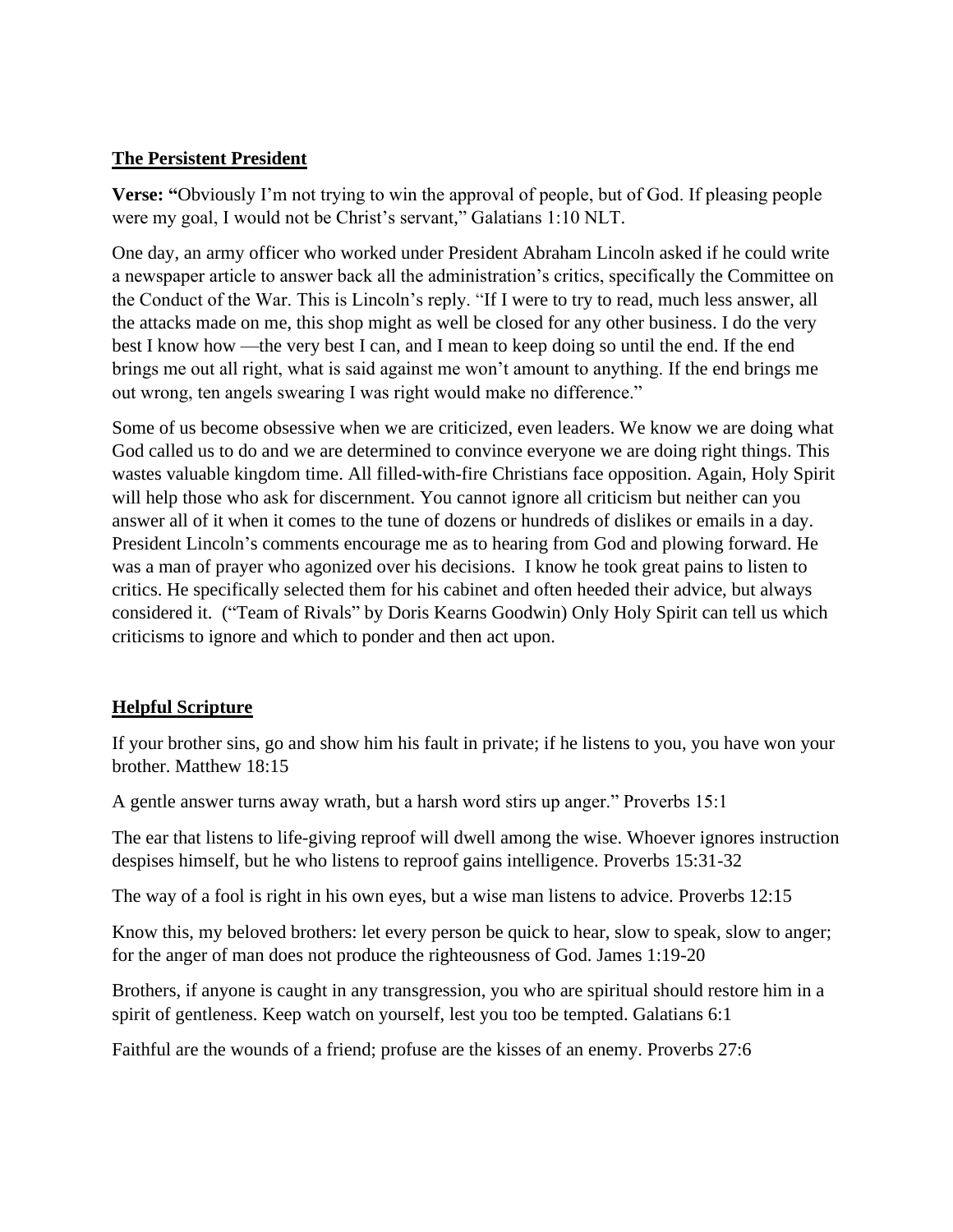**The Persistent President**

**Verse: "**Obviously I'm not trying to win the approval of people, but of God. If pleasing people were my goal, I would not be Christ's servant," Galatians 1:10 NLT.

One day, an army officer who worked under President Abraham Lincoln asked if he could write a newspaper article to answer back all the administration's critics, specifically the Committee on the Conduct of the War. This is Lincoln's reply. "If I were to try to read, much less answer, all the attacks made on me, this shop might as well be closed for any other business. I do the very best I know how —the very best I can, and I mean to keep doing so until the end. If the end brings me out all right, what is said against me won't amount to anything. If the end brings me out wrong, ten angels swearing I was right would make no difference."

Some of us become obsessive when we are criticized, even leaders. We know we are doing what God called us to do and we are determined to convince everyone we are doing right things. This wastes valuable kingdom time. All filled-with-fire Christians face opposition. Again, Holy Spirit will help those who ask for discernment. You cannot ignore all criticism but neither can you answer all of it when it comes to the tune of dozens or hundreds of dislikes or emails in a day. President Lincoln's comments encourage me as to hearing from God and plowing forward. He was a man of prayer who agonized over his decisions. I know he took great pains to listen to critics. He specifically selected them for his cabinet and often heeded their advice, but always considered it. ("Team of Rivals" by Doris Kearns Goodwin) Only Holy Spirit can tell us which criticisms to ignore and which to ponder and then act upon.

**Helpful Scripture**

If your brother sins, go and show him his fault in private; if he listens to you, you have won your brother. Matthew 18:15

A gentle answer turns away wrath, but a harsh word stirs up anger." Proverbs 15:1

The ear that listens to life-giving reproof will dwell among the wise. Whoever ignores instruction despises himself, but he who listens to reproof gains intelligence. Proverbs 15:31-32

The way of a fool is right in his own eyes, but a wise man listens to advice. Proverbs 12:15

Know this, my beloved brothers: let every person be quick to hear, slow to speak, slow to anger; for the anger of man does not produce the righteousness of God. James 1:19-20

Brothers, if anyone is caught in any transgression, you who are spiritual should restore him in a spirit of gentleness. Keep watch on yourself, lest you too be tempted. Galatians 6:1

Faithful are the wounds of a friend; profuse are the kisses of an enemy. Proverbs 27:6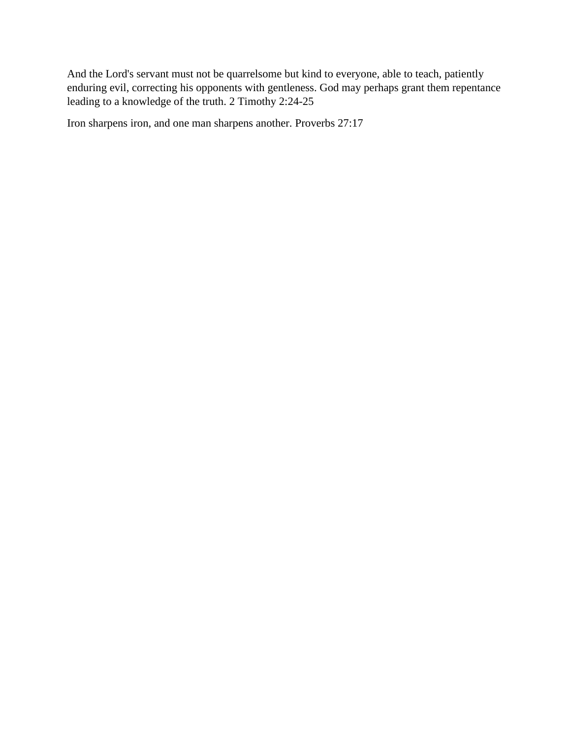And the Lord's servant must not be quarrelsome but kind to everyone, able to teach, patiently enduring evil, correcting his opponents with gentleness. God may perhaps grant them repentance leading to a knowledge of the truth. 2 Timothy 2:24-25

Iron sharpens iron, and one man sharpens another. Proverbs 27:17